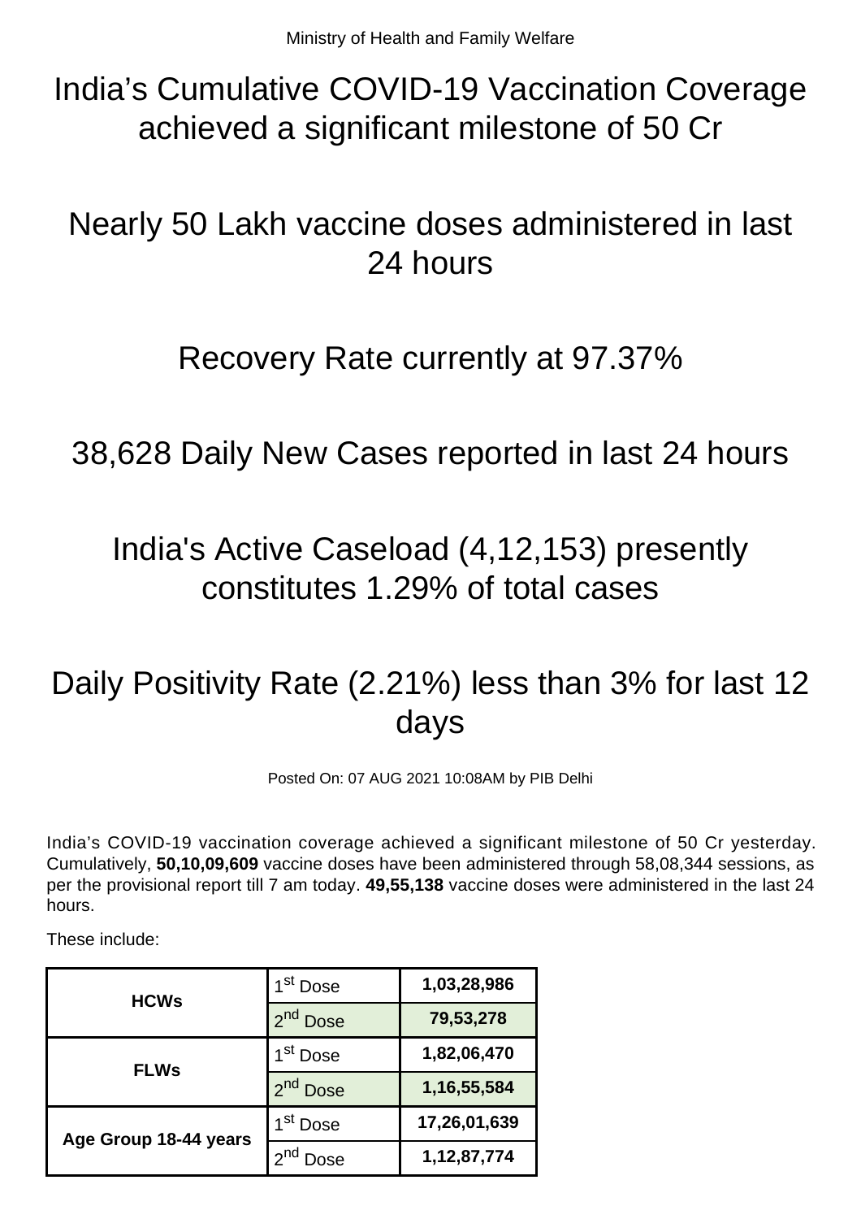Ministry of Health and Family Welfare

# India's Cumulative COVID-19 Vaccination Coverage achieved a significant milestone of 50 Cr

# Nearly 50 Lakh vaccine doses administered in last 24 hours

# Recovery Rate currently at 97.37%

# 38,628 Daily New Cases reported in last 24 hours

# India's Active Caseload (4,12,153) presently constitutes 1.29% of total cases

# Daily Positivity Rate (2.21%) less than 3% for last 12 days

Posted On: 07 AUG 2021 10:08AM by PIB Delhi

India's COVID-19 vaccination coverage achieved a significant milestone of 50 Cr yesterday. Cumulatively, **50,10,09,609** vaccine doses have been administered through 58,08,344 sessions, as per the provisional report till 7 am today. **49,55,138** vaccine doses were administered in the last 24 hours.

These include:

| | | |
|---|---|---|
| **HCWs** | 1st Dose | **1,03,28,986** |
| | 2nd Dose | **79,53,278** |
| **FLWs** | 1st Dose | **1,82,06,470** |
| | 2nd Dose | **1,16,55,584** |
| **Age Group 18-44 years** | 1st Dose | **17,26,01,639** |
| | 2nd Dose | **1,12,87,774** |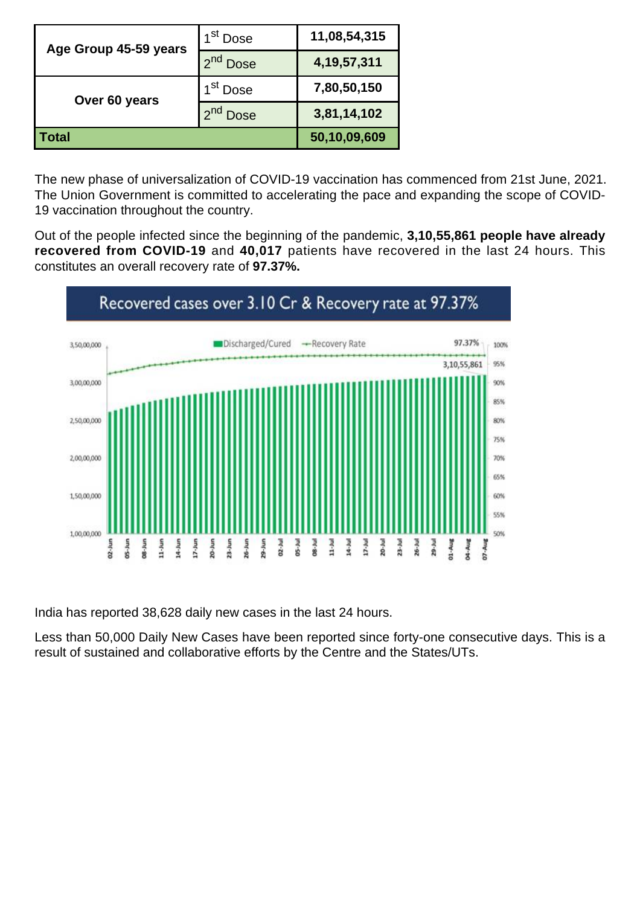| Age Group 45-59 years | 1st Dose | 11,08,54,315 |
|---|---|---|
| | 2nd Dose | 4,19,57,311 |
| Over 60 years | 1st Dose | 7,80,50,150 |
| | 2nd Dose | 3,81,14,102 |
| **Total** | | **50,10,09,609** |

The new phase of universalization of COVID-19 vaccination has commenced from 21st June, 2021. The Union Government is committed to accelerating the pace and expanding the scope of COVID-19 vaccination throughout the country.

Out of the people infected since the beginning of the pandemic, **3,10,55,861 people have already recovered from COVID-19** and **40,017** patients have recovered in the last 24 hours. This constitutes an overall recovery rate of **97.37%.**

Recovered cases over 3.10 Cr & Recovery rate at 97.37%

India has reported 38,628 daily new cases in the last 24 hours.

Less than 50,000 Daily New Cases have been reported since forty-one consecutive days. This is a result of sustained and collaborative efforts by the Centre and the States/UTs.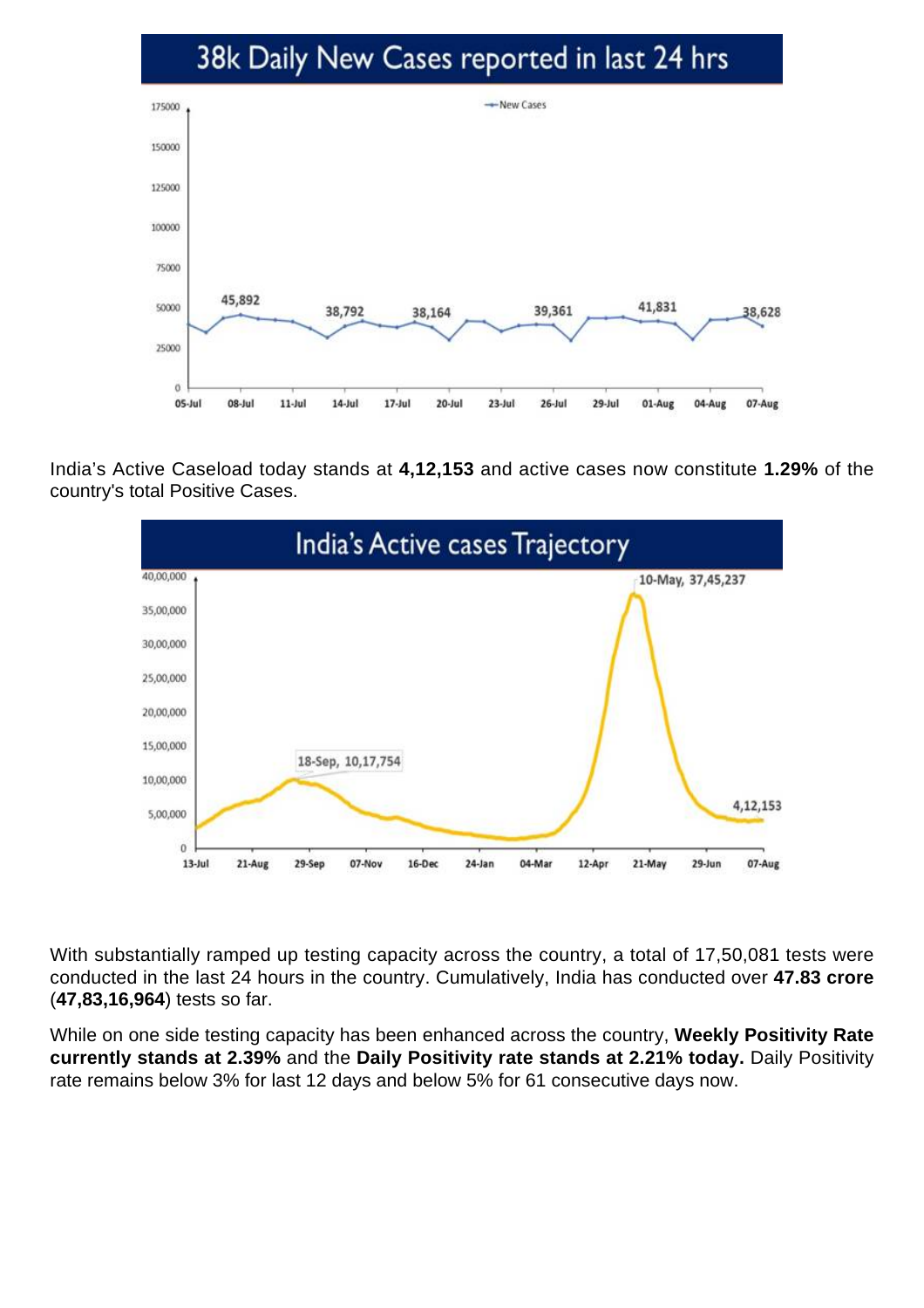## 38k Daily New Cases reported in last 24 hrs

India's Active Caseload today stands at **4,12,153** and active cases now constitute **1.29%** of the country's total Positive Cases.

## India's Active cases Trajectory

With substantially ramped up testing capacity across the country, a total of 17,50,081 tests were conducted in the last 24 hours in the country. Cumulatively, India has conducted over **47.83 crore** (**47,83,16,964**) tests so far.

While on one side testing capacity has been enhanced across the country, **Weekly Positivity Rate currently stands at 2.39%** and the **Daily Positivity rate stands at 2.21% today.** Daily Positivity rate remains below 3% for last 12 days and below 5% for 61 consecutive days now.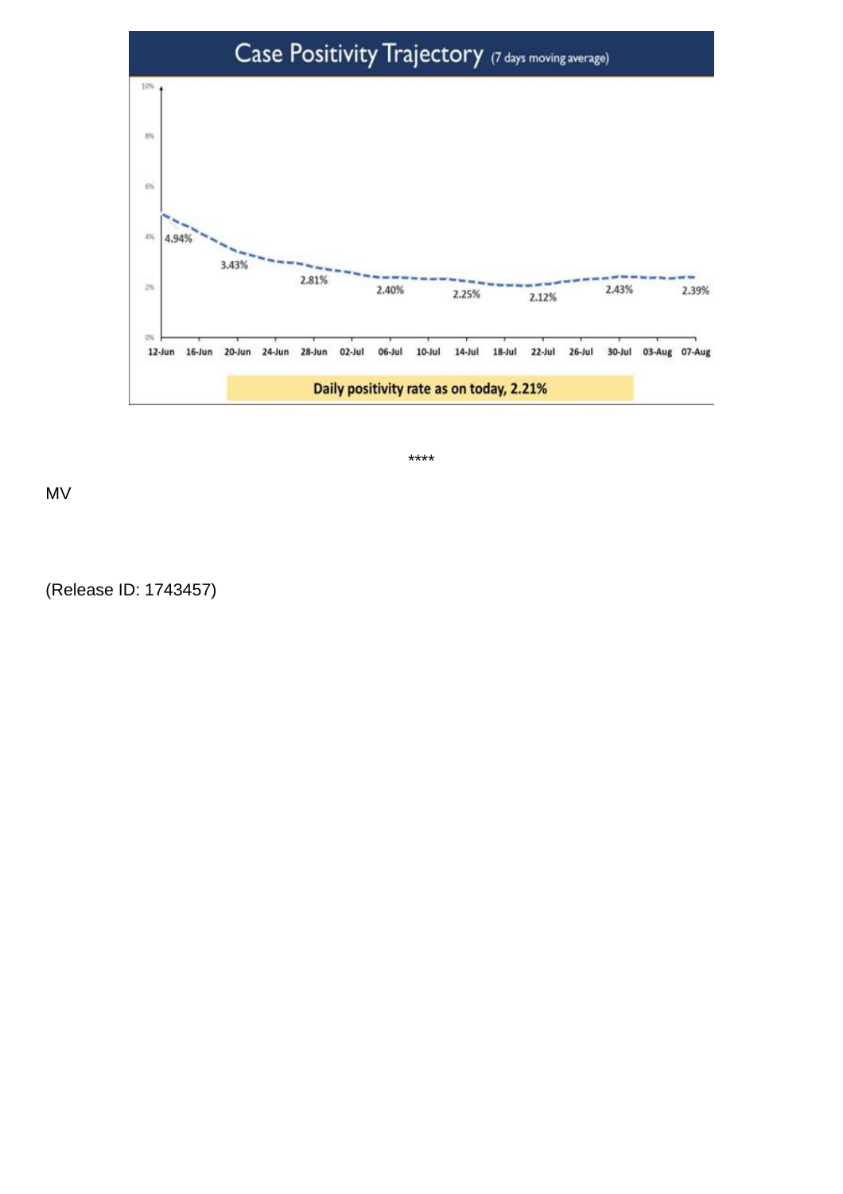Case Positivity Trajectory (7 days moving average)

10%
8%
6%
4%
2%
0%

4.94%
3.43%
2.81%
2.40%
2.25%
2.12%
2.43%
2.39%

12-Jun 16-Jun 20-Jun 24-Jun 28-Jun 02-Jul 06-Jul 10-Jul 14-Jul 18-Jul 22-Jul 26-Jul 30-Jul 03-Aug 07-Aug

Daily positivity rate as on today, 2.21%

****

MV

(Release ID: 1743457)